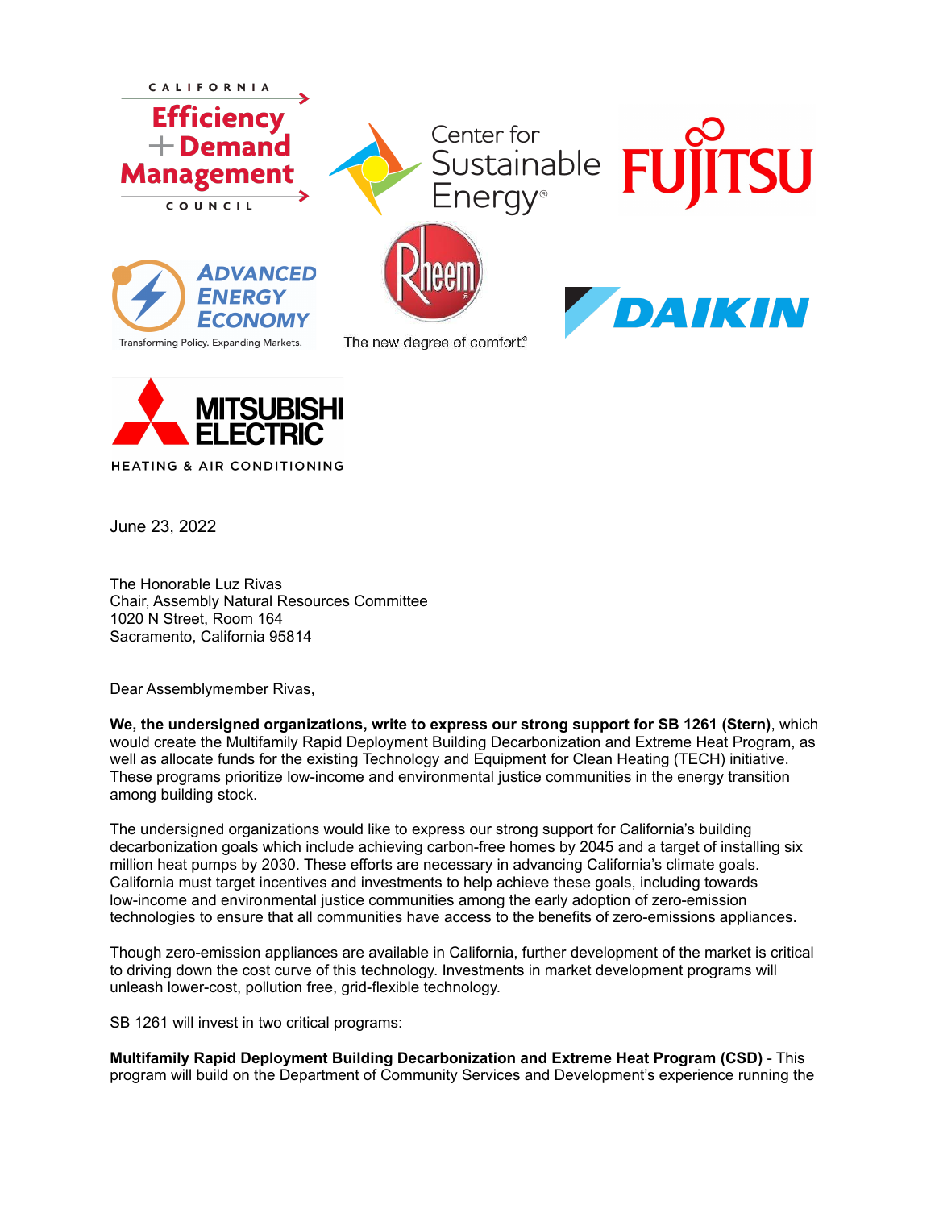June 23, 2022

The Honorable Luz Rivas
Chair, Assembly Natural Resources Committee
1020 N Street, Room 164
Sacramento, California 95814

Dear Assemblymember Rivas,

**We, the undersigned organizations, write to express our strong support for SB 1261 (Stern)**, which would create the Multifamily Rapid Deployment Building Decarbonization and Extreme Heat Program, as well as allocate funds for the existing Technology and Equipment for Clean Heating (TECH) initiative. These programs prioritize low-income and environmental justice communities in the energy transition among building stock.

The undersigned organizations would like to express our strong support for California's building decarbonization goals which include achieving carbon-free homes by 2045 and a target of installing six million heat pumps by 2030. These efforts are necessary in advancing California's climate goals. California must target incentives and investments to help achieve these goals, including towards low-income and environmental justice communities among the early adoption of zero-emission technologies to ensure that all communities have access to the benefits of zero-emissions appliances.

Though zero-emission appliances are available in California, further development of the market is critical to driving down the cost curve of this technology. Investments in market development programs will unleash lower-cost, pollution free, grid-flexible technology.

SB 1261 will invest in two critical programs:

**Multifamily Rapid Deployment Building Decarbonization and Extreme Heat Program (CSD)** - This program will build on the Department of Community Services and Development's experience running the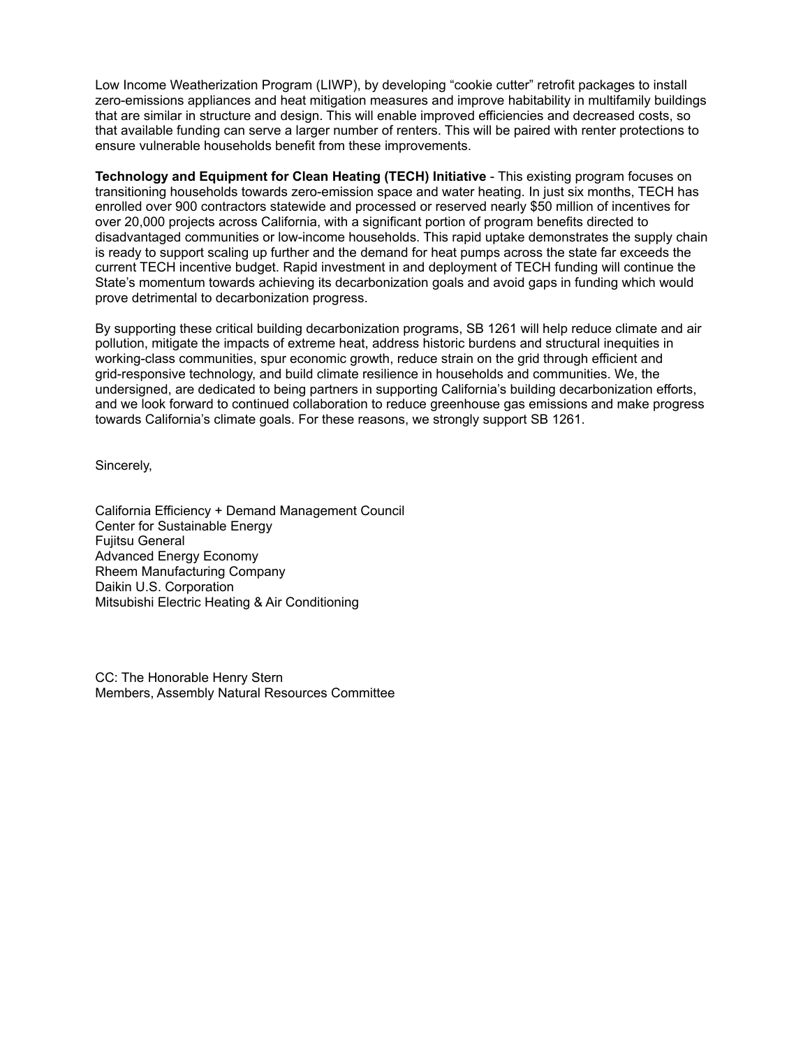Low Income Weatherization Program (LIWP), by developing "cookie cutter" retrofit packages to install zero-emissions appliances and heat mitigation measures and improve habitability in multifamily buildings that are similar in structure and design. This will enable improved efficiencies and decreased costs, so that available funding can serve a larger number of renters. This will be paired with renter protections to ensure vulnerable households benefit from these improvements.

**Technology and Equipment for Clean Heating (TECH) Initiative** - This existing program focuses on transitioning households towards zero-emission space and water heating. In just six months, TECH has enrolled over 900 contractors statewide and processed or reserved nearly $50 million of incentives for over 20,000 projects across California, with a significant portion of program benefits directed to disadvantaged communities or low-income households. This rapid uptake demonstrates the supply chain is ready to support scaling up further and the demand for heat pumps across the state far exceeds the current TECH incentive budget. Rapid investment in and deployment of TECH funding will continue the State's momentum towards achieving its decarbonization goals and avoid gaps in funding which would prove detrimental to decarbonization progress.

By supporting these critical building decarbonization programs, SB 1261 will help reduce climate and air pollution, mitigate the impacts of extreme heat, address historic burdens and structural inequities in working-class communities, spur economic growth, reduce strain on the grid through efficient and grid-responsive technology, and build climate resilience in households and communities. We, the undersigned, are dedicated to being partners in supporting California's building decarbonization efforts, and we look forward to continued collaboration to reduce greenhouse gas emissions and make progress towards California's climate goals. For these reasons, we strongly support SB 1261.

Sincerely,

California Efficiency + Demand Management Council
Center for Sustainable Energy
Fujitsu General
Advanced Energy Economy
Rheem Manufacturing Company
Daikin U.S. Corporation
Mitsubishi Electric Heating & Air Conditioning

CC: The Honorable Henry Stern
Members, Assembly Natural Resources Committee